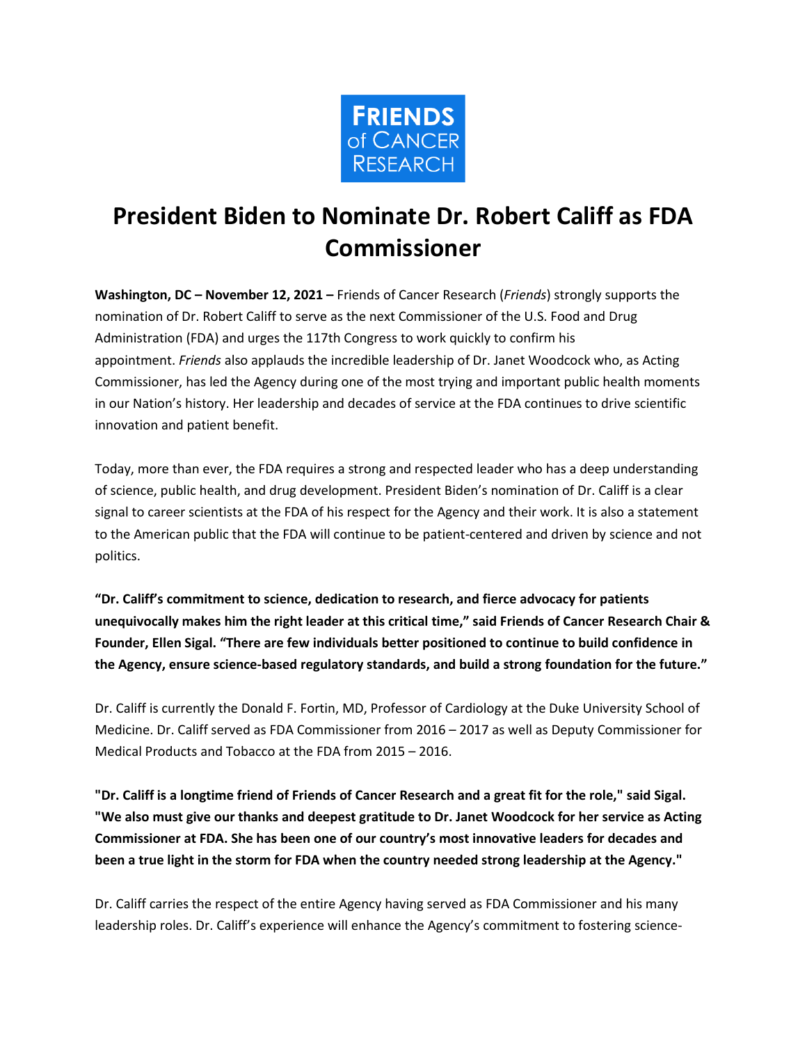FRIENDS of CANCER RESEARCH

# President Biden to Nominate Dr. Robert Califf as FDA Commissioner

**Washington, DC – November 12, 2021 –** Friends of Cancer Research (*Friends*) strongly supports the nomination of Dr. Robert Califf to serve as the next Commissioner of the U.S. Food and Drug Administration (FDA) and urges the 117th Congress to work quickly to confirm his appointment. *Friends* also applauds the incredible leadership of Dr. Janet Woodcock who, as Acting Commissioner, has led the Agency during one of the most trying and important public health moments in our Nation's history. Her leadership and decades of service at the FDA continues to drive scientific innovation and patient benefit.

Today, more than ever, the FDA requires a strong and respected leader who has a deep understanding of science, public health, and drug development. President Biden's nomination of Dr. Califf is a clear signal to career scientists at the FDA of his respect for the Agency and their work. It is also a statement to the American public that the FDA will continue to be patient-centered and driven by science and not politics.

**"Dr. Califf's commitment to science, dedication to research, and fierce advocacy for patients unequivocally makes him the right leader at this critical time," said Friends of Cancer Research Chair & Founder, Ellen Sigal. "There are few individuals better positioned to continue to build confidence in the Agency, ensure science-based regulatory standards, and build a strong foundation for the future."**

Dr. Califf is currently the Donald F. Fortin, MD, Professor of Cardiology at the Duke University School of Medicine. Dr. Califf served as FDA Commissioner from 2016 – 2017 as well as Deputy Commissioner for Medical Products and Tobacco at the FDA from 2015 – 2016.

**"Dr. Califf is a longtime friend of Friends of Cancer Research and a great fit for the role," said Sigal. "We also must give our thanks and deepest gratitude to Dr. Janet Woodcock for her service as Acting Commissioner at FDA. She has been one of our country's most innovative leaders for decades and been a true light in the storm for FDA when the country needed strong leadership at the Agency."**

Dr. Califf carries the respect of the entire Agency having served as FDA Commissioner and his many leadership roles. Dr. Califf's experience will enhance the Agency's commitment to fostering science-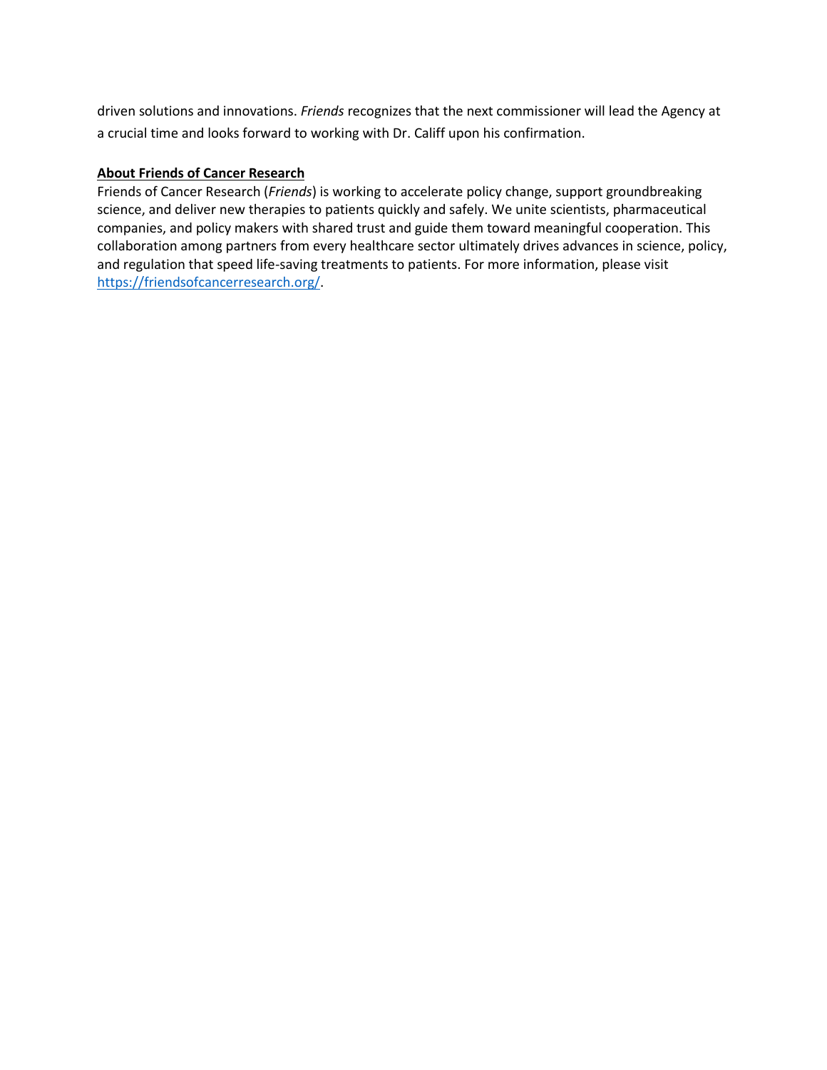driven solutions and innovations. *Friends* recognizes that the next commissioner will lead the Agency at a crucial time and looks forward to working with Dr. Califf upon his confirmation.

**About Friends of Cancer Research**

Friends of Cancer Research (*Friends*) is working to accelerate policy change, support groundbreaking science, and deliver new therapies to patients quickly and safely. We unite scientists, pharmaceutical companies, and policy makers with shared trust and guide them toward meaningful cooperation. This collaboration among partners from every healthcare sector ultimately drives advances in science, policy, and regulation that speed life-saving treatments to patients. For more information, please visit https://friendsofcancerresearch.org/.